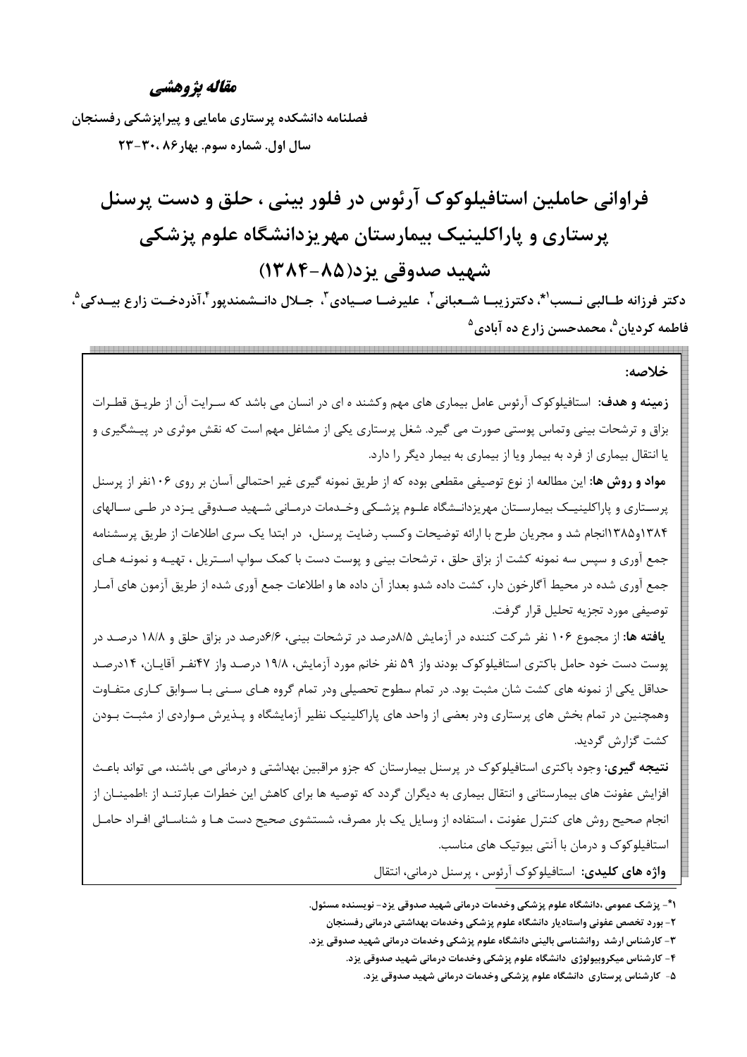**مقاله پژوهشی**

**فصلنامه دانشکده پرستاری مامایی و پیراپزشکی رفسنجان**

**سال اول. شماره سوم. بهار۸۶ ،۳۰-۲۳**

# فراوانی حاملین استافیلوکوک آرئوس در فلور بینی ، حلق و دست پرسنل پرستاری و پاراکلینیک بیمارستان مهریزدانشگاه علوم پزشکی شهید صدوقی یزد(۸۵-۱۳۸۴)

**دکتر فرزانه طالبی نسب[1*]، دکترزیبا شعبانی[2]، علیرضا صیادی[3]، جلال دانشمندپور[4]،آذردخت زارع بیدکی[5]، فاطمه کردیان[5]، محمدحسن زارع ده آبادی[5]**

**خلاصه:**

**زمینه و هدف:** استافیلوکوک آرئوس عامل بیماری های مهم وکشند ه ای در انسان می باشد که سرایت آن از طریق قطرات بزاق و ترشحات بینی وتماس پوستی صورت می گیرد. شغل پرستاری یکی از مشاغل مهم است که نقش موثری در پیشگیری و یا انتقال بیماری از فرد به بیمار ویا از بیماری به بیمار دیگر را دارد.

**مواد و روش ها:** این مطالعه از نوع توصیفی مقطعی بوده که از طریق نمونه گیری غیر احتمالی آسان بر روی ۱۰۶نفر از پرسنل پرستاری و پاراکلینیک بیمارستان مهریزدانشگاه علوم پزشکی وخدمات درمانی شهید صدوقی یزد در طی سالهای ۱۳۸۴و۱۳۸۵انجام شد و مجریان طرح با ارائه توضیحات وکسب رضایت پرسنل، در ابتدا یک سری اطلاعات از طریق پرسشنامه جمع آوری و سپس سه نمونه کشت از بزاق حلق ، ترشحات بینی و پوست دست با کمک سواپ استریل ، تهیه و نمونه های جمع آوری شده در محیط آگارخون دار، کشت داده شدو بعداز آن داده ها و اطلاعات جمع آوری شده از طریق آزمون های آمار توصیفی مورد تجزیه تحلیل قرار گرفت.

**یافته ها:** از مجموع ۱۰۶ نفر شرکت کننده در آزمایش ۸/۵درصد در ترشحات بینی، ۶/۶درصد در بزاق حلق و ۱۸/۸ درصد در پوست دست خود حامل باکتری استافیلوکوک بودند واز ۵۹ نفر خانم مورد آزمایش، ۱۹/۸ درصد واز ۴۷نفر آقایان، ۱۴درصد حداقل یکی از نمونه های کشت شان مثبت بود. در تمام سطوح تحصیلی ودر تمام گروه های سنی با سوابق کاری متفاوت وهمچنین در تمام بخش های پرستاری ودر بعضی از واحد های پاراکلینیک نظیر آزمایشگاه و پذیرش مواردی از مثبت بودن کشت گزارش گردید.

**نتیجه گیری:** وجود باکتری استافیلوکوک در پرسنل بیمارستان که جزو مراقبین بهداشتی و درمانی می باشند، می تواند باعث افزایش عفونت های بیمارستانی و انتقال بیماری به دیگران گردد که توصیه ها برای کاهش این خطرات عبارتند از :اطمینان از انجام صحیح روش های کنترل عفونت ، استفاده از وسایل یک بار مصرف، شستشوی صحیح دست ها و شناسائی افراد حامل استافیلوکوک و درمان با آنتی بیوتیک های مناسب.

**واژه های کلیدی:** استافیلوکوک آرئوس ، پرسنل درمانی، انتقال

---

[1*]- پزشک عمومی ،دانشگاه علوم پزشکی وخدمات درمانی شهید صدوقی یزد- نویسنده مسئول.

[2]- بورد تخصص عفونی واستادیار دانشگاه علوم پزشکی وخدمات بهداشتی درمانی رفسنجان

[3]- کارشناس ارشد روانشناسی بالینی دانشگاه علوم پزشکی وخدمات درمانی شهید صدوقی یزد.

[4]- کارشناس میکروبیولوژی دانشگاه علوم پزشکی وخدمات درمانی شهید صدوقی یزد.

[5]- کارشناس پرستاری دانشگاه علوم پزشکی وخدمات درمانی شهید صدوقی یزد.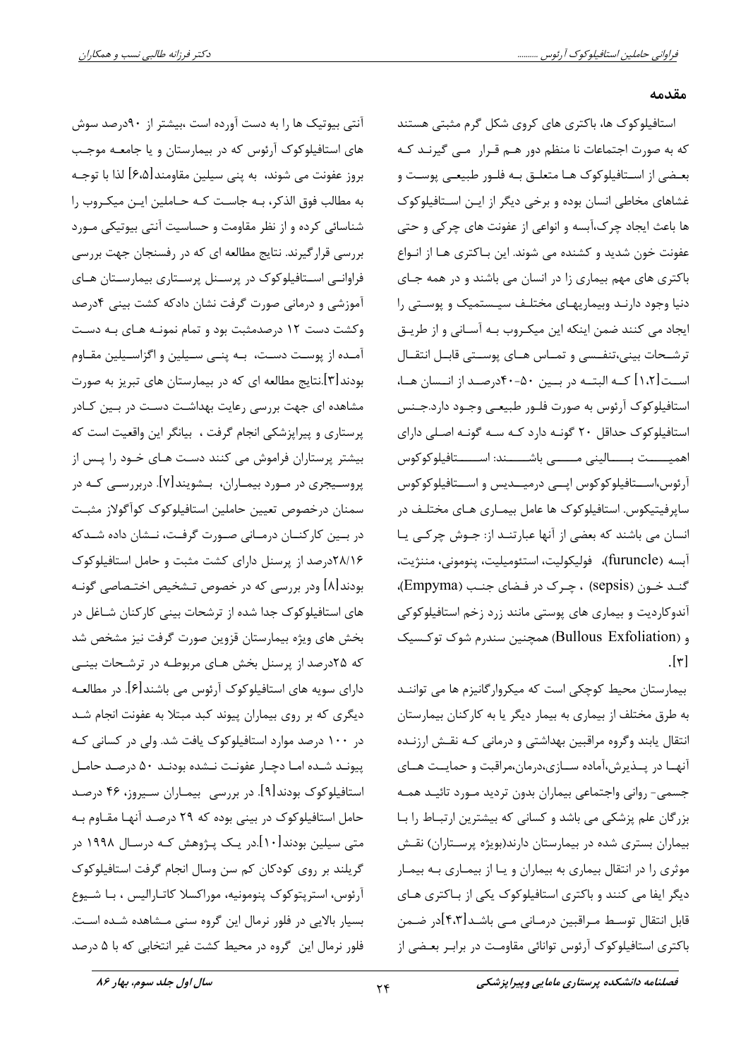## مقدمه

استافیلوکوک ها، باکتری های کروی شکل گرم مثبتی هستند که به صورت اجتماعات نا منظم دور هم قرار می گیرند که بعضی از استافیلوکوک ها متعلق به فلور طبیعی پوست و غشاهای مخاطی انسان بوده و برخی دیگر از این استافیلوکوک ها باعث ایجاد چرک،آبسه و انواعی از عفونت های چرکی و حتی عفونت خون شدید و کشنده می شوند. این باکتری ها از انواع باکتری های مهم بیماری زا در انسان می باشند و در همه جای دنیا وجود دارند وبیماریهای مختلف سیستمیک و پوستی را ایجاد می کنند ضمن اینکه این میکروب به آسانی و از طریق ترشحات بینی،تنفسی و تماس های پوستی قابل انتقال است[۱،۲] که البته در بین ۵۰-۴۰درصد از انسان ها، استافیلوکوک آرئوس به صورت فلور طبیعی وجود دارد.جنس استافیلوکوک حداقل ۲۰ گونه دارد که سه گونه اصلی دارای اهمیت بالینی می باشند: استافیلوکوکوس آرئوس،استافیلوکوکوس اپی درمیدیس و استافیلوکوکوس ساپرفیتیکوس. استافیلوکوک ها عامل بیماری های مختلف در انسان می باشند که بعضی از آنها عبارتند از: جوش چرکی یا آبسه (furuncle)، فولیکولیت، استئومیلیت، پنومونی، مننژیت، گند خون (sepsis) ، چرک در فضای جنب (Empyma)، آندوکاردیت و بیماری های پوستی مانند زرد زخم استافیلوکوکی و (Bullous Exfoliation) همچنین سندرم شوک توکسیک [۳].

بیمارستان محیط کوچکی است که میکروارگانیزم ها می توانند به طرق مختلف از بیماری به بیمار دیگر یا به کارکنان بیمارستان انتقال یابند وگروه مراقبین بهداشتی و درمانی که نقش ارزنده آنها در پذیرش،آماده سازی،درمان،مراقبت و حمایت های جسمی- روانی واجتماعی بیماران بدون تردید مورد تائید همه بزرگان علم پزشکی می باشد و کسانی که بیشترین ارتباط را با بیماران بستری شده در بیمارستان دارند(بویژه پرستاران) نقش موثری را در انتقال بیماری به بیماران و یا از بیماری به بیمار دیگر ایفا می کنند و باکتری استافیلوکوک یکی از باکتری های قابل انتقال توسط مراقبین درمانی می باشد[۴،۳]در ضمن باکتری استافیلوکوک آرئوس توانائی مقاومت در برابر بعضی از آنتی بیوتیک ها را به دست آورده است ،بیشتر از ۹۰درصد سوش های استافیلوکوک آرئوس که در بیمارستان و یا جامعه موجب بروز عفونت می شوند، به پنی سیلین مقاومند[۶،۵] لذا با توجه به مطالب فوق الذکر، به جاست که حاملین این میکروب را شناسائی کرده و از نظر مقاومت و حساسیت آنتی بیوتیکی مورد بررسی قرارگیرند. نتایج مطالعه ای که در رفسنجان جهت بررسی فراوانی استافیلوکوک در پرسنل پرستاری بیمارستان های آموزشی و درمانی صورت گرفت نشان دادکه کشت بینی ۴درصد وکشت دست ۱۲ درصدمثبت بود و تمام نمونه های به دست آمده از پوست دست، به پنی سیلین و اگزاسیلین مقاوم بودند[۳].نتایج مطالعه ای که در بیمارستان های تبریز به صورت مشاهده ای جهت بررسی رعایت بهداشت دست در بین کادر پرستاری و پیراپزشکی انجام گرفت ، بیانگر این واقعیت است که بیشتر پرستاران فراموش می کنند دست های خود را پس از پروسیجری در مورد بیماران، بشویند[۷]. دربررسی که در سمنان درخصوص تعیین حاملین استافیلوکوک کوآگولاز مثبت در بین کارکنان درمانی صورت گرفت، نشان داده شدکه ۲۸/۱۶درصد از پرسنل دارای کشت مثبت و حامل استافیلوکوک بودند[۸] ودر بررسی که در خصوص تشخیص اختصاصی گونه های استافیلوکوک جدا شده از ترشحات بینی کارکنان شاغل در بخش های ویژه بیمارستان قزوین صورت گرفت نیز مشخص شد که ۲۵درصد از پرسنل بخش های مربوطه در ترشحات بینی دارای سویه های استافیلوکوک آرئوس می باشند[۶]. در مطالعه دیگری که بر روی بیماران پیوند کبد مبتلا به عفونت انجام شد در ۱۰۰ درصد موارد استافیلوکوک یافت شد. ولی در کسانی که پیوند شده اما دچار عفونت نشده بودند ۵۰ درصد حامل استافیلوکوک بودند[۹]. در بررسی بیماران سیروز، ۴۶ درصد حامل استافیلوکوک در بینی بوده که ۲۹ درصد آنها مقاوم به متی سیلین بودند[۱۰].در یک پژوهش که درسال ۱۹۹۸ در گریلند بر روی کودکان کم سن وسال انجام گرفت استافیلوکوک آرئوس، استرپتوکوک پنومونیه، موراکسلا کاتارالیس ، با شیوع بسیار بالایی در فلور نرمال این گروه سنی مشاهده شده است. فلور نرمال این گروه در محیط کشت غیر انتخابی که با ۵ درصد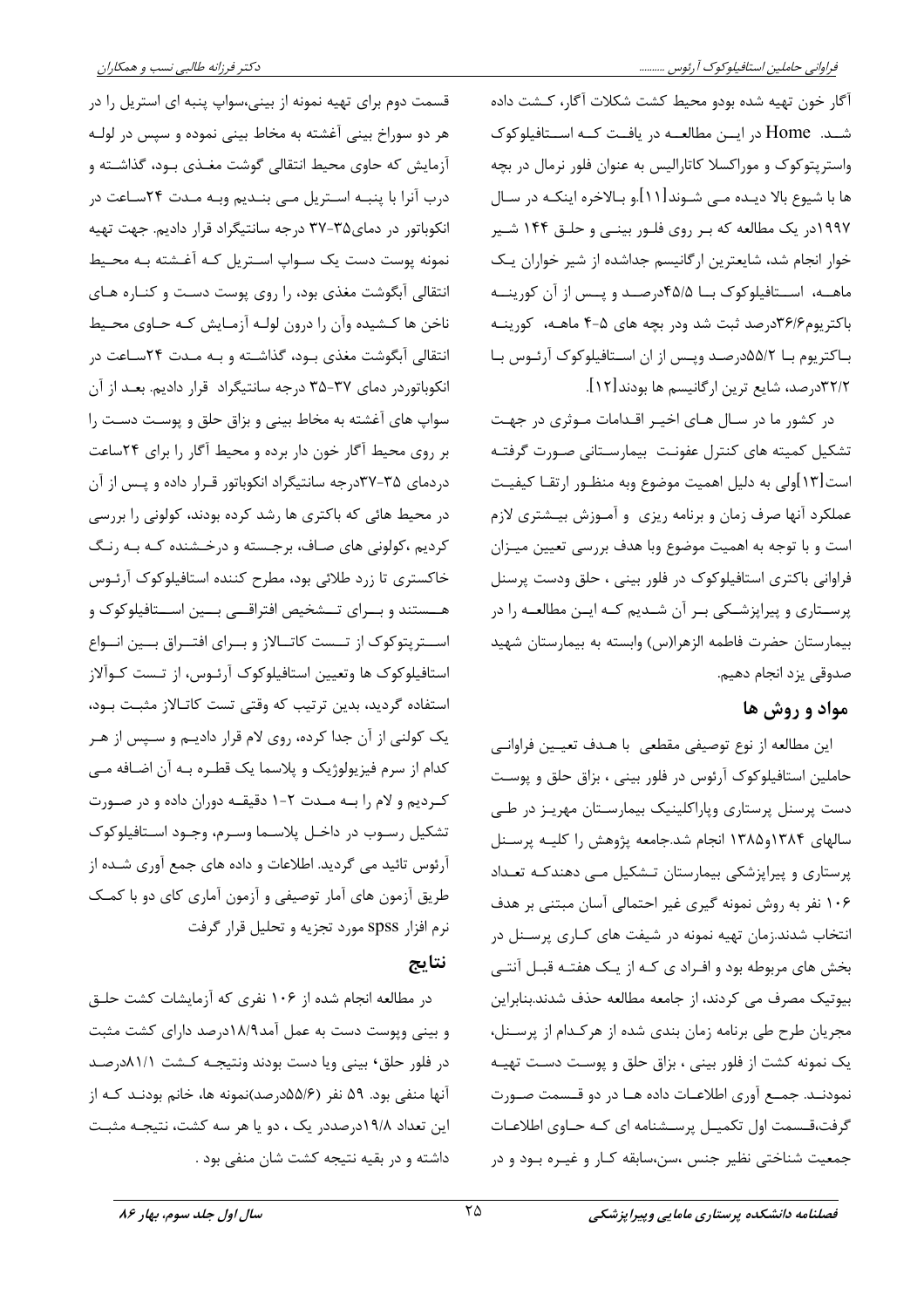آگار خون تهیه شده بودو محیط کشت شکلات آگار، کشت داده شد. Home در این مطالعه در یافت که استافیلوکوک واستریتوکوک و موراکسلا کاتارالیس به عنوان فلور نرمال در بچه ها با شیوع بالا دیده می شوند[۱۱].و بالاخره اینکه در سال ۱۹۹۷در یک مطالعه که بر روی فلور بینی و حلق ۱۴۴ شیر خوار انجام شد، شایعترین ارگانیسم جداشده از شیر خواران یک ماهه، استافیلوکوک با ۴۵/۵درصد و پس از آن کورینه باکتریوم۳۶/۶درصد ثبت شد ودر بچه های ۵-۴ ماهه، کورینه باکتریوم با ۵۵/۲درصد وپس از ان استافیلوکوک آرئوس با ۳۲/۲درصد، شایع ترین ارگانیسم ها بودند[۱۲].

در کشور ما در سال های اخیر اقدامات موثری در جهت تشکیل کمیته های کنترل عفونت بیمارستانی صورت گرفته است[۱۳]ولی به دلیل اهمیت موضوع وبه منظور ارتقا کیفیت عملکرد آنها صرف زمان و برنامه ریزی و آموزش بیشتری لازم است و با توجه به اهمیت موضوع وبا هدف بررسی تعیین میزان فراوانی باکتری استافیلوکوک در فلور بینی ، حلق ودست پرسنل پرستاری و پیراپزشکی بر آن شدیم که این مطالعه را در بیمارستان حضرت فاطمه الزهرا(س) وابسته به بیمارستان شهید صدوقی یزد انجام دهیم.

## مواد و روش ها

این مطالعه از نوع توصیفی مقطعی با هدف تعیین فراوانی حاملین استافیلوکوک آرئوس در فلور بینی ، بزاق حلق و پوست دست پرسنل پرستاری وپاراکلینیک بیمارستان مهریز در طی سالهای ۱۳۸۴و۱۳۸۵ انجام شد.جامعه پژوهش را کلیه پرسنل پرستاری و پیراپزشکی بیمارستان تشکیل می دهندکه تعداد ۱۰۶ نفر به روش نمونه گیری غیر احتمالی آسان مبتنی بر هدف انتخاب شدند.زمان تهیه نمونه در شیفت های کاری پرسنل در بخش های مربوطه بود و افراد ی که از یک هفته قبل آنتی بیوتیک مصرف می کردند، از جامعه مطالعه حذف شدند.بنابراین مجریان طرح طی برنامه زمان بندی شده از هرکدام از پرسنل، یک نمونه کشت از فلور بینی ، بزاق حلق و پوست دست تهیه نمودند. جمع آوری اطلاعات داده ها در دو قسمت صورت گرفت،قسمت اول تکمیل پرسشنامه ای که حاوی اطلاعات جمعیت شناختی نظیر جنس ،سن،سابقه کار و غیره بود و در قسمت دوم برای تهیه نمونه از بینی،سواپ پنبه ای استریل را در هر دو سوراخ بینی آغشته به مخاط بینی نموده و سپس در لوله آزمایش که حاوی محیط انتقالی گوشت مغذی بود، گذاشته و درب آنرا با پنبه استریل می بندیم وبه مدت ۲۴ساعت در انکوباتور در دمای۳۵-۳۷ درجه سانتیگراد قرار دادیم. جهت تهیه نمونه پوست دست یک سواپ استریل که آغشته به محیط انتقالی آبگوشت مغذی بود، را روی پوست دست و کناره های ناخن ها کشیده وآن را درون لوله آزمایش که حاوی محیط انتقالی آبگوشت مغذی بود، گذاشته و به مدت ۲۴ساعت در انکوباتوردر دمای ۳۷-۳۵ درجه سانتیگراد قرار دادیم. بعد از آن سواپ های آغشته به مخاط بینی و بزاق حلق و پوست دست را بر روی محیط آگار خون دار برده و محیط آگار را برای ۲۴ساعت دردمای ۳۵-۳۷درجه سانتیگراد انکوباتور قرار داده و پس از آن در محیط هائی که باکتری ها رشد کرده بودند، کولونی را بررسی کردیم ،کولونی های صاف، برجسته و درخشنده که به رنگ خاکستری تا زرد طلائی بود، مطرح کننده استافیلوکوک آرئوس هستند و برای تشخیص افتراقی بین استافیلوکوک و استرپتوکوک از تست کاتالاز و برای افتراق بین انواع استافیلوکوک ها وتعیین استافیلوکوک آرئوس، از تست کوآلاز استفاده گردید، بدین ترتیب که وقتی تست کاتالاز مثبت بود، یک کولنی از آن جدا کرده، روی لام قرار دادیم و سپس از هر کدام از سرم فیزیولوژیک و پلاسما یک قطره به آن اضافه می کردیم و لام را به مدت ۲-۱ دقیقه دوران داده و در صورت تشکیل رسوب در داخل پلاسما وسرم، وجود استافیلوکوک آرئوس تائید می گردید. اطلاعات و داده های جمع آوری شده از طریق آزمون های آمار توصیفی و آزمون آماری کای دو با کمک نرم افزار spss مورد تجزیه و تحلیل قرار گرفت

## نتایج

در مطالعه انجام شده از ۱۰۶ نفری که آزمایشات کشت حلق و بینی وپوست دست به عمل آمد۱۸/۹درصد دارای کشت مثبت در فلور حلق، بینی ویا دست بودند ونتیجه کشت ۸۱/۱درصد آنها منفی بود. ۵۹ نفر (۵۵/۶درصد)نمونه ها، خانم بودند که از این تعداد ۱۹/۸درصددر یک ، دو یا هر سه کشت، نتیجه مثبت داشته و در بقیه نتیجه کشت شان منفی بود .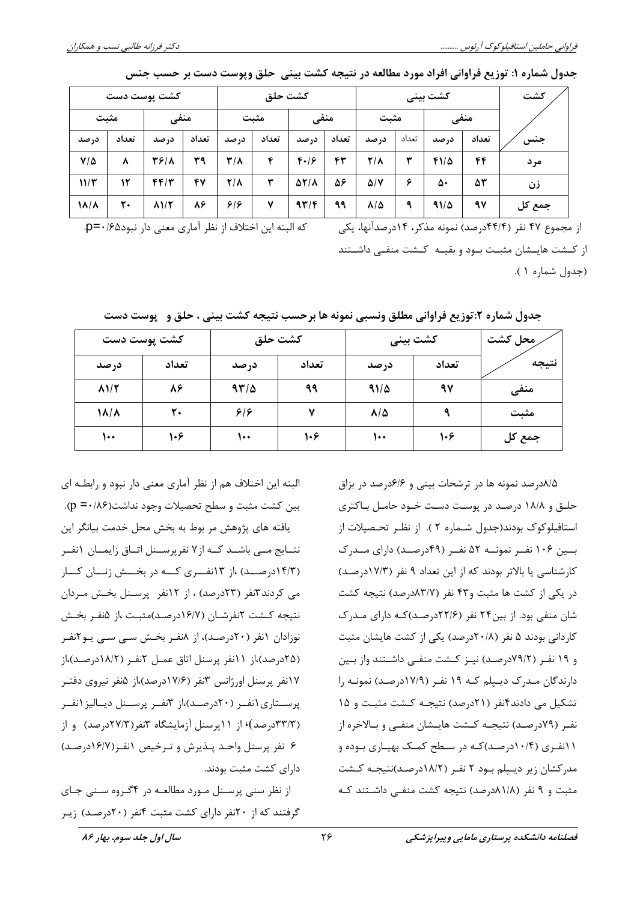**جدول شماره ۱: توزیع فراوانی افراد مورد مطالعه در نتیجه کشت بینی حلق وپوست دست بر حسب جنس**

| کشت / جنس | کشت بینی | | | | کشت حلق | | | | کشت پوست دست | | | |
|---|---|---|---|---|---|---|---|---|---|---|---|---|
| | منفی | | مثبت | | منفی | | مثبت | | منفی | | مثبت | |
| | تعداد | درصد | تعداد | درصد | تعداد | درصد | تعداد | درصد | تعداد | درصد | تعداد | درصد |
| مرد | ۴۴ | ۴۱/۵ | ۳ | ۲/۸ | ۴۳ | ۴۰/۶ | ۴ | ۳/۸ | ۳۹ | ۳۶/۸ | ۸ | ۷/۵ |
| زن | ۵۳ | ۵۰ | ۶ | ۵/۷ | ۵۶ | ۵۲/۸ | ۳ | ۲/۸ | ۴۷ | ۴۴/۳ | ۱۲ | ۱۱/۳ |
| جمع کل | ۹۷ | ۹۱/۵ | ۹ | ۸/۵ | ۹۹ | ۹۳/۴ | ۷ | ۶/۶ | ۸۶ | ۸۱/۲ | ۲۰ | ۱۸/۸ |

از مجموع ۴۷ نفر (۴۴/۴درصد) نمونه مذکر، ۱۴درصدآنها، یکی از کشت هایشان مثبت بود و بقیه کشت منفی داشتند (جدول شماره ۱ ). که البته این اختلاف از نظر آماری معنی دار نبود۰/۶۵=p.

**جدول شماره ۲:توزیع فراوانی مطلق ونسبی نمونه ها برحسب نتیجه کشت بینی ، حلق و پوست دست**

| محل کشت / نتیجه | کشت بینی | | کشت حلق | | کشت پوست دست | |
|---|---|---|---|---|---|---|
| | تعداد | درصد | تعداد | درصد | تعداد | درصد |
| منفی | ۹۷ | ۹۱/۵ | ۹۹ | ۹۳/۵ | ۸۶ | ۸۱/۲ |
| مثبت | ۹ | ۸/۵ | ۷ | ۶/۶ | ۲۰ | ۱۸/۸ |
| جمع کل | ۱۰۶ | ۱۰۰ | ۱۰۶ | ۱۰۰ | ۱۰۶ | ۱۰۰ |

۸/۵درصد نمونه ها در ترشحات بینی و ۶/۶درصد در بزاق حلق و ۱۸/۸ درصد در پوست دست خود حامل باکتری استافیلوکوک بودند(جدول شماره ۲ ). از نظر تحصیلات از بین ۱۰۶ نفر نمونه ۵۲ نفر (۴۹درصد) دارای مدرک کارشناسی یا بالاتر بودند که از این تعداد ۹ نفر (۱۷/۳درصد) در یکی از کشت ها مثبت و۴۳ نفر (۸۳/۷درصد) نتیجه کشت شان منفی بود. از بین۲۴ نفر (۲۲/۶درصد)که دارای مدرک کاردانی بودند ۵ نفر (۲۰/۸درصد) یکی از کشت هایشان مثبت و ۱۹ نفر (۷۹/۲درصد) نیز کشت منفی داشتند واز بین دارندگان مدرک دیپلم که ۱۹ نفر (۱۷/۹درصد) نمونه را تشکیل می دادند۴نفر (۲۱درصد) نتیجه کشت مثبت و ۱۵ نفر (۷۹درصد) نتیجه کشت هایشان منفی و بالاخره از ۱۱نفری (۱۰/۴درصد)که در سطح کمک بهیاری بوده و مدرکشان زیر دیپلم بود ۲ نفر (۱۸/۲درصد)نتیجه کشت مثبت و ۹ نفر (۸۱/۸درصد) نتیجه کشت منفی داشتند که البته این اختلاف هم از نظر آماری معنی دار نبود و رابطه ای بین کشت مثبت و سطح تحصیلات وجود نداشت(۰/۸۶= p).

یافته های پژوهش مر بوط به بخش محل خدمت بیانگر این نتایج می باشد که از۷ نفرپرسنل اتاق زایمان ۱نفر (۱۴/۳درصد) ،از ۱۳نفری که در بخش زنان کار می کردند۳نفر (۲۳درصد) ، از ۱۲نفر پرسنل بخش مردان نتیجه کشت ۲نفرشان (۱۶/۷درصد)مثبت ،از ۵نفر بخش نوزادان ۱نفر (۲۰درصد)، از ۸نفر بخش سی سی یو۲نفر (۲۵درصد)،از ۱۱نفر پرسنل اتاق عمل ۲نفر (۱۸/۲درصد)،از ۱۷نفر پرسنل اورژانس ۳نفر (۱۷/۶درصد)،از ۵نفر نیروی دفتر پرستاری۱نفر (۲۰درصد)،از ۳نفر پرسنل دیالیز۱نفر (۳۳/۳درصد)؛ از ۱۱پرسنل آزمایشگاه ۳نفر(۲۷/۳درصد) و از ۶ نفر پرسنل واحد پذیرش و ترخیص ۱نفر(۱۶/۷درصد) دارای کشت مثبت بودند.

از نظر سنی پرسنل مورد مطالعه در ۴گروه سنی جای گرفتند که از ۲۰نفر دارای کشت مثبت ۴نفر (۲۰درصد) زیر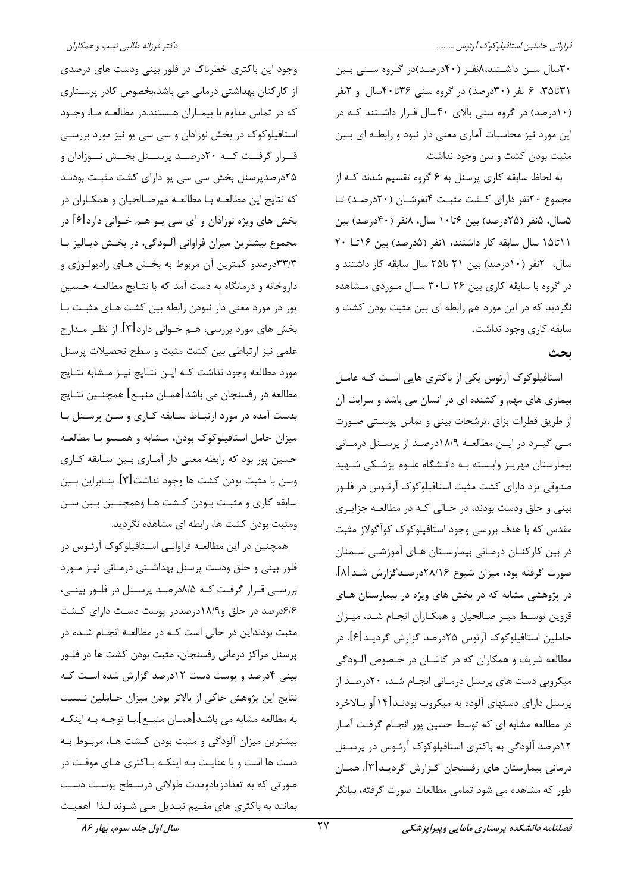۳۰سال سن داشتند،۸نفر (۴۰درصد)در گروه سنی بین ۳۱تا۳۵، ۶ نفر (۳۰درصد) در گروه سنی ۳۶تا۴۰سال و ۲نفر (۱۰درصد) در گروه سنی بالای ۴۰سال قرار داشتند که در این مورد نیز محاسبات آماری معنی دار نبود و رابطه ای بین مثبت بودن کشت و سن وجود نداشت.

به لحاظ سابقه کاری پرسنل به ۶ گروه تقسیم شدند که از مجموع ۲۰نفر دارای کشت مثبت ۴نفرشان (۲۰درصد) تا ۵سال، ۵نفر (۲۵درصد) بین ۶تا۱۰ سال، ۸نفر (۴۰درصد) بین ۱۱تا۱۵ سال سابقه کار داشتند، ۱نفر (۵درصد) بین ۱۶تا ۲۰ سال، ۲نفر (۱۰درصد) بین ۲۱ تا۲۵ سال سابقه کار داشتند و در گروه با سابقه کاری بین ۲۶ تا۳۰ سال موردی مشاهده نگردید که در این مورد هم رابطه ای بین مثبت بودن کشت و سابقه کاری وجود نداشت.

## بحث

استافیلوکوک آرئوس یکی از باکتری هایی است که عامل بیماری های مهم و کشنده ای در انسان می باشد و سرایت آن از طریق قطرات بزاق ،ترشحات بینی و تماس پوستی صورت می گیرد در این مطالعه ۱۸/۹درصد از پرسنل درمانی بیمارستان مهریز وابسته به دانشگاه علوم پزشکی شهید صدوقی یزد دارای کشت مثبت استافیلوکوک آرئوس در فلور بینی و حلق ودست بودند، در حالی که در مطالعه جزایری مقدس که با هدف بررسی وجود استافیلوکوک کوآگولاز مثبت در بین کارکنان درمانی بیمارستان های آموزشی سمنان صورت گرفته بود، میزان شیوع ۲۸/۱۶درصدگزارش شد[۸]. در پژوهشی مشابه که در بخش های ویژه در بیمارستان های قزوین توسط میر صالحیان و همکاران انجام شد، میزان حاملین استافیلوکوک آرئوس ۲۵درصد گزارش گردید[۶]. در مطالعه شریف و همکاران که در کاشان در خصوص آلودگی میکروبی دست های پرسنل درمانی انجام شد، ۲۰درصد از پرسنل دارای دستهای آلوده به میکروب بودند[۱۴]و بالاخره در مطالعه مشابه ای که توسط حسین پور انجام گرفت آمار ۱۲درصد آلودگی به باکتری استافیلوکوک آرئوس در پرسنل درمانی بیمارستان های رفسنجان گزارش گردید[۳]. همان طور که مشاهده می شود تمامی مطالعات صورت گرفته، بیانگر وجود این باکتری خطرناک در فلور بینی ودست های درصدی از کارکنان بهداشتی درمانی می باشد،بخصوص کادر پرستاری که در تماس مداوم با بیماران هستند.در مطالعه ما، وجود استافیلوکوک در بخش نوزادان و سی سی یو نیز مورد بررسی قرار گرفت که ۲۰درصد پرسنل بخش نوزادان و ۲۵درصدپرسنل بخش سی سی یو دارای کشت مثبت بودند که نتایج این مطالعه با مطالعه میرصالحیان و همکاران در بخش های ویژه نوزادان و آی سی یو هم خوانی دارد[۶] در مجموع بیشترین میزان فراوانی آلودگی، در بخش دیالیز با ۳۳/۳درصدو کمترین آن مربوط به بخش های رادیولوژی و داروخانه و درمانگاه به دست آمد که با نتایج مطالعه حسین پور در مورد معنی دار نبودن رابطه بین کشت های مثبت با بخش های مورد بررسی، هم خوانی دارد[۳]. از نظر مدارج علمی نیز ارتباطی بین کشت مثبت و سطح تحصیلات پرسنل مورد مطالعه وجود نداشت که این نتایج نیز مشابه نتایج مطالعه در رفسنجان می باشد[همان منبع] همچنین نتایج بدست آمده در مورد ارتباط سابقه کاری و سن پرسنل با میزان حامل استافیلوکوک بودن، مشابه و همسو با مطالعه حسین پور بود که رابطه معنی دار آماری بین سابقه کاری وسن با مثبت بودن کشت ها وجود نداشت[۳]. بنابراین بین سابقه کاری و مثبت بودن کشت ها وهمچنین بین سن ومثبت بودن کشت ها، رابطه ای مشاهده نگردید.

همچنین در این مطالعه فراوانی استافیلوکوک آرئوس در فلور بینی و حلق ودست پرسنل بهداشتی درمانی نیز مورد بررسی قرار گرفت که ۸/۵درصد پرسنل در فلور بینی، ۶/۶درصد در حلق و۱۸/۹درصددر پوست دست دارای کشت مثبت بودنداین در حالی است که در مطالعه انجام شده در پرسنل مراکز درمانی رفسنجان، مثبت بودن کشت ها در فلور بینی ۴درصد و پوست دست ۱۲درصد گزارش شده است که نتایج این پژوهش حاکی از بالاتر بودن میزان حاملین نسبت به مطالعه مشابه می باشد[همان منبع].با توجه به اینکه بیشترین میزان آلودگی و مثبت بودن کشت ها، مربوط به دست ها است و با عنایت به اینکه باکتری های موقت در صورتی که به تعدادزیادومدت طولانی درسطح پوست دست بمانند به باکتری های مقیم تبدیل می شوند لذا اهمیت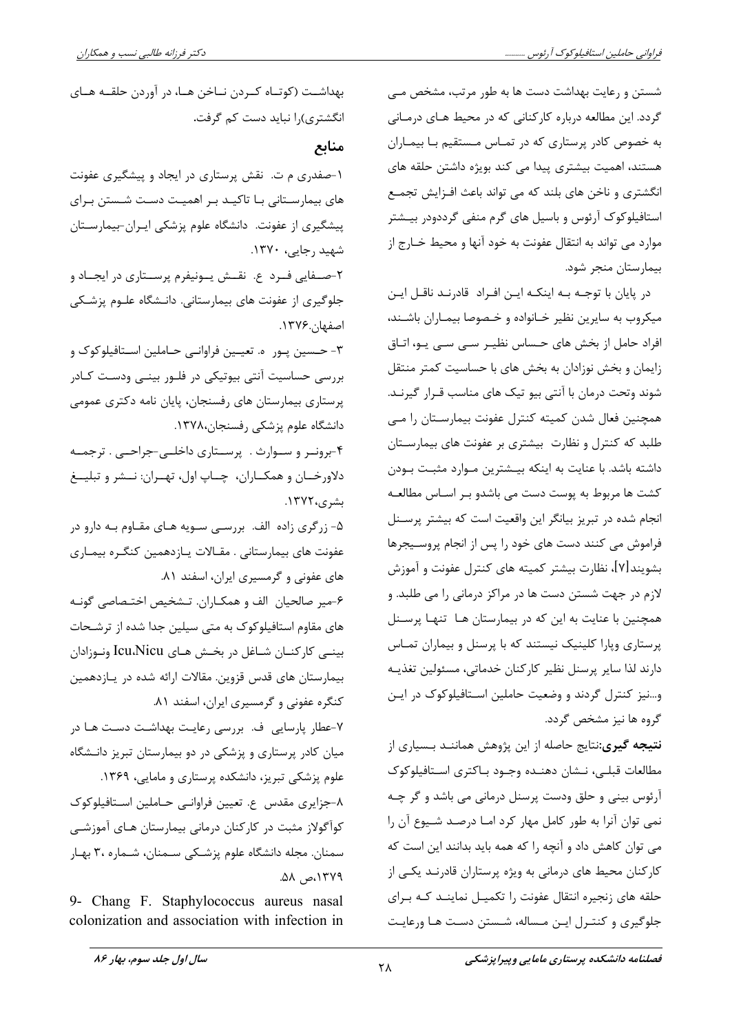شستن و رعایت بهداشت دست ها به طور مرتب، مشخص می گردد. این مطالعه درباره کارکنانی که در محیط های درمانی به خصوص کادر پرستاری که در تماس مستقیم با بیماران هستند، اهمیت بیشتری پیدا می کند بویژه داشتن حلقه های انگشتری و ناخن های بلند که می تواند باعث افزایش تجمع استافیلوکوک آرئوس و باسیل های گرم منفی گرددودر بیشتر موارد می تواند به انتقال عفونت به خود آنها و محیط خارج از بیمارستان منجر شود.

در پایان با توجه به اینکه این افراد قادرند ناقل این میکروب به سایرین نظیر خانواده و خصوصا بیماران باشند، افراد حامل از بخش های حساس نظیر سی سی یو، اتاق زایمان و بخش نوزادان به بخش های با حساسیت کمتر منتقل شوند وتحت درمان با آنتی بیو تیک های مناسب قرار گیرند. همچنین فعال شدن کمیته کنترل عفونت بیمارستان را می طلبد که کنترل و نظارت بیشتری بر عفونت های بیمارستان داشته باشد. با عنایت به اینکه بیشترین موارد مثبت بودن کشت ها مربوط به پوست دست می باشدو بر اساس مطالعه انجام شده در تبریز بیانگر این واقعیت است که بیشتر پرسنل فراموش می کنند دست های خود را پس از انجام پروسیجرها بشویند[۷]، نظارت بیشتر کمیته های کنترل عفونت و آموزش لازم در جهت شستن دست ها در مراکز درمانی را می طلبد. و همچنین با عنایت به این که در بیمارستان ها تنها پرسنل پرستاری وپارا کلینیک نیستند که با پرسنل و بیماران تماس دارند لذا سایر پرسنل نظیر کارکنان خدماتی، مسئولین تغذیه و...نیز کنترل گردند و وضعیت حاملین استافیلوکوک در این گروه ها نیز مشخص گردد.

**نتیجه گیری:**نتایج حاصله از این پژوهش همانند بسیاری از مطالعات قبلی، نشان دهنده وجود باکتری استافیلوکوک آرئوس بینی و حلق ودست پرسنل درمانی می باشد و گر چه نمی توان آنرا به طور کامل مهار کرد اما درصد شیوع آن را می توان کاهش داد و آنچه را که همه باید بدانند این است که کارکنان محیط های درمانی به ویژه پرستاران قادرند یکی از حلقه های زنجیره انتقال عفونت را تکمیل نمایند که برای جلوگیری و کنترل این مساله، شستن دست ها ورعایت بهداشت (کوتاه کردن ناخن ها، در آوردن حلقه های انگشتری)را نباید دست کم گرفت.

## منابع

۱-صفدری م ت. نقش پرستاری در ایجاد و پیشگیری عفونت های بیمارستانی با تاکید بر اهمیت دست شستن برای پیشگیری از عفونت. دانشگاه علوم پزشکی ایران-بیمارستان شهید رجایی، ۱۳۷۰.

۲-صفایی فرد ع. نقش یونیفرم پرستاری در ایجاد و جلوگیری از عفونت های بیمارستانی. دانشگاه علوم پزشکی اصفهان.۱۳۷۶.

۳- حسین پور ه. تعیین فراوانی حاملین استافیلوکوک و بررسی حساسیت آنتی بیوتیکی در فلور بینی ودست کادر پرستاری بیمارستان های رفسنجان، پایان نامه دکتری عمومی دانشگاه علوم پزشکی رفسنجان،۱۳۷۸.

۴-برونر و سوارث . پرستاری داخلی-جراحی . ترجمه دلاورخان و همکاران، چاپ اول، تهران: نشر و تبلیغ بشری،۱۳۷۲.

۵- زرگری زاده الف. بررسی سویه های مقاوم به دارو در عفونت های بیمارستانی . مقالات یازدهمین کنگره بیماری های عفونی و گرمسیری ایران، اسفند ۸۱.

۶-میر صالحیان الف و همکاران. تشخیص اختصاصی گونه های مقاوم استافیلوکوک به متی سیلین جدا شده از ترشحات بینی کارکنان شاغل در بخش های Icu،Nicu ونوزادان بیمارستان های قدس قزوین. مقالات ارائه شده در یازدهمین کنگره عفونی و گرمسیری ایران، اسفند ۸۱.

۷-عطار پارسایی ف. بررسی رعایت بهداشت دست ها در میان کادر پرستاری و پزشکی در دو بیمارستان تبریز دانشگاه علوم پزشکی تبریز، دانشکده پرستاری و مامایی، ۱۳۶۹.

۸-جزایری مقدس ع. تعیین فراوانی حاملین استافیلوکوک کوآگولاز مثبت در کارکنان درمانی بیمارستان های آموزشی سمنان. مجله دانشگاه علوم پزشکی سمنان، شماره ۳، بهار ۱۳۷۹،ص ۵۸.

9- Chang F. Staphylococcus aureus nasal colonization and association with infection in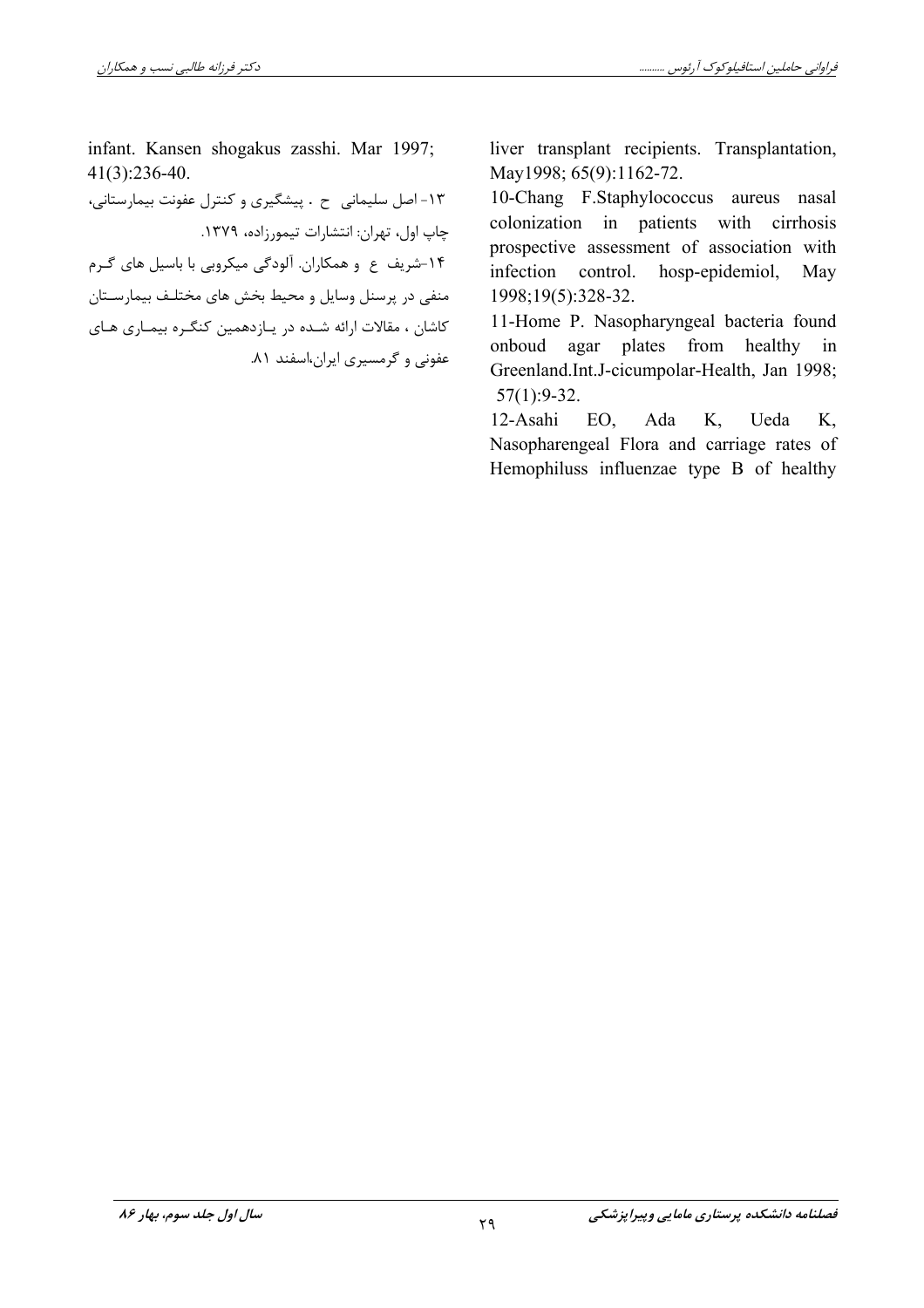liver transplant recipients. Transplantation, May1998; 65(9):1162-72.

10-Chang F.Staphylococcus aureus nasal colonization in patients with cirrhosis prospective assessment of association with infection control. hosp-epidemiol, May 1998;19(5):328-32.

11-Home P. Nasopharyngeal bacteria found onboud agar plates from healthy in Greenland.Int.J-cicumpolar-Health, Jan 1998; 57(1):9-32.

12-Asahi EO, Ada K, Ueda K, Nasopharengeal Flora and carriage rates of Hemophiluss influenzae type B of healthy infant. Kansen shogakus zasshi. Mar 1997; 41(3):236-40.

۱۳- اصل سلیمانی ح . پیشگیری و کنترل عفونت بیمارستانی، چاپ اول، تهران: انتشارات تیمورزاده، ۱۳۷۹.

۱۴-شریف ع و همکاران. آلودگی میکروبی با باسیل های گرم منفی در پرسنل وسایل و محیط بخش های مختلف بیمارستان کاشان ، مقالات ارائه شده در یازدهمین کنگره بیماری های عفونی و گرمسیری ایران،اسفند ۸۱.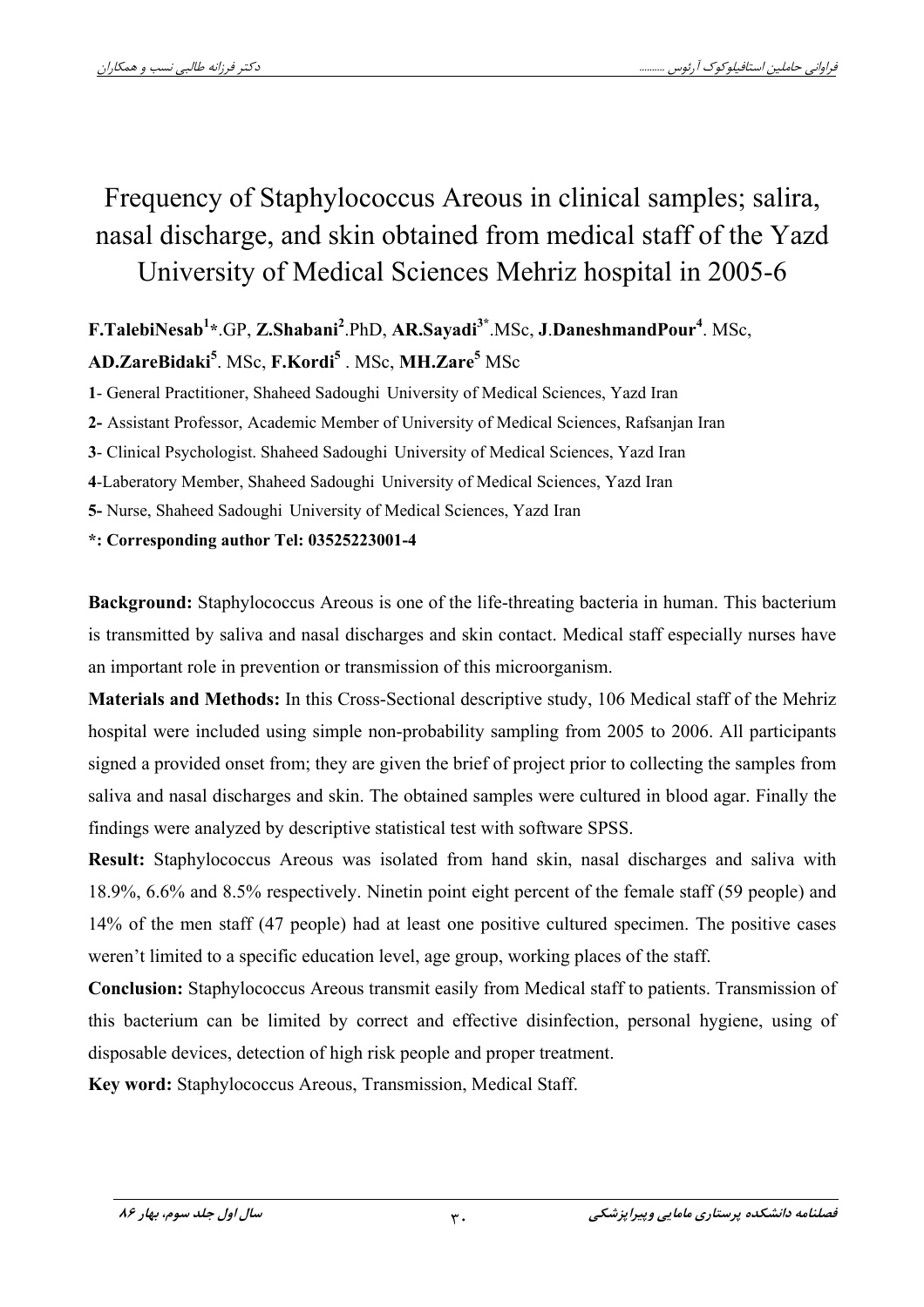# Frequency of Staphylococcus Areous in clinical samples; salira, nasal discharge, and skin obtained from medical staff of the Yazd University of Medical Sciences Mehriz hospital in 2005-6

**F.TalebiNesab[1]***.GP, **Z.Shabani[2]**.PhD, **AR.Sayadi[3*]**.MSc, **J.DaneshmandPour[4]**. MSc, **AD.ZareBidaki[5]**. MSc, **F.Kordi[5]** . MSc, **MH.Zare[5]** MSc

**1**- General Practitioner, Shaheed Sadoughi University of Medical Sciences, Yazd Iran

**2-** Assistant Professor, Academic Member of University of Medical Sciences, Rafsanjan Iran

**3**- Clinical Psychologist. Shaheed Sadoughi University of Medical Sciences, Yazd Iran

**4**-Laboratory Member, Shaheed Sadoughi University of Medical Sciences, Yazd Iran

**5-** Nurse, Shaheed Sadoughi University of Medical Sciences, Yazd Iran

**\*: Corresponding author Tel: 03525223001-4**

**Background:** Staphylococcus Areous is one of the life-threating bacteria in human. This bacterium is transmitted by saliva and nasal discharges and skin contact. Medical staff especially nurses have an important role in prevention or transmission of this microorganism.

**Materials and Methods:** In this Cross-Sectional descriptive study, 106 Medical staff of the Mehriz hospital were included using simple non-probability sampling from 2005 to 2006. All participants signed a provided onset from; they are given the brief of project prior to collecting the samples from saliva and nasal discharges and skin. The obtained samples were cultured in blood agar. Finally the findings were analyzed by descriptive statistical test with software SPSS.

**Result:** Staphylococcus Areous was isolated from hand skin, nasal discharges and saliva with 18.9%, 6.6% and 8.5% respectively. Ninetin point eight percent of the female staff (59 people) and 14% of the men staff (47 people) had at least one positive cultured specimen. The positive cases weren't limited to a specific education level, age group, working places of the staff.

**Conclusion:** Staphylococcus Areous transmit easily from Medical staff to patients. Transmission of this bacterium can be limited by correct and effective disinfection, personal hygiene, using of disposable devices, detection of high risk people and proper treatment.

**Key word:** Staphylococcus Areous, Transmission, Medical Staff.